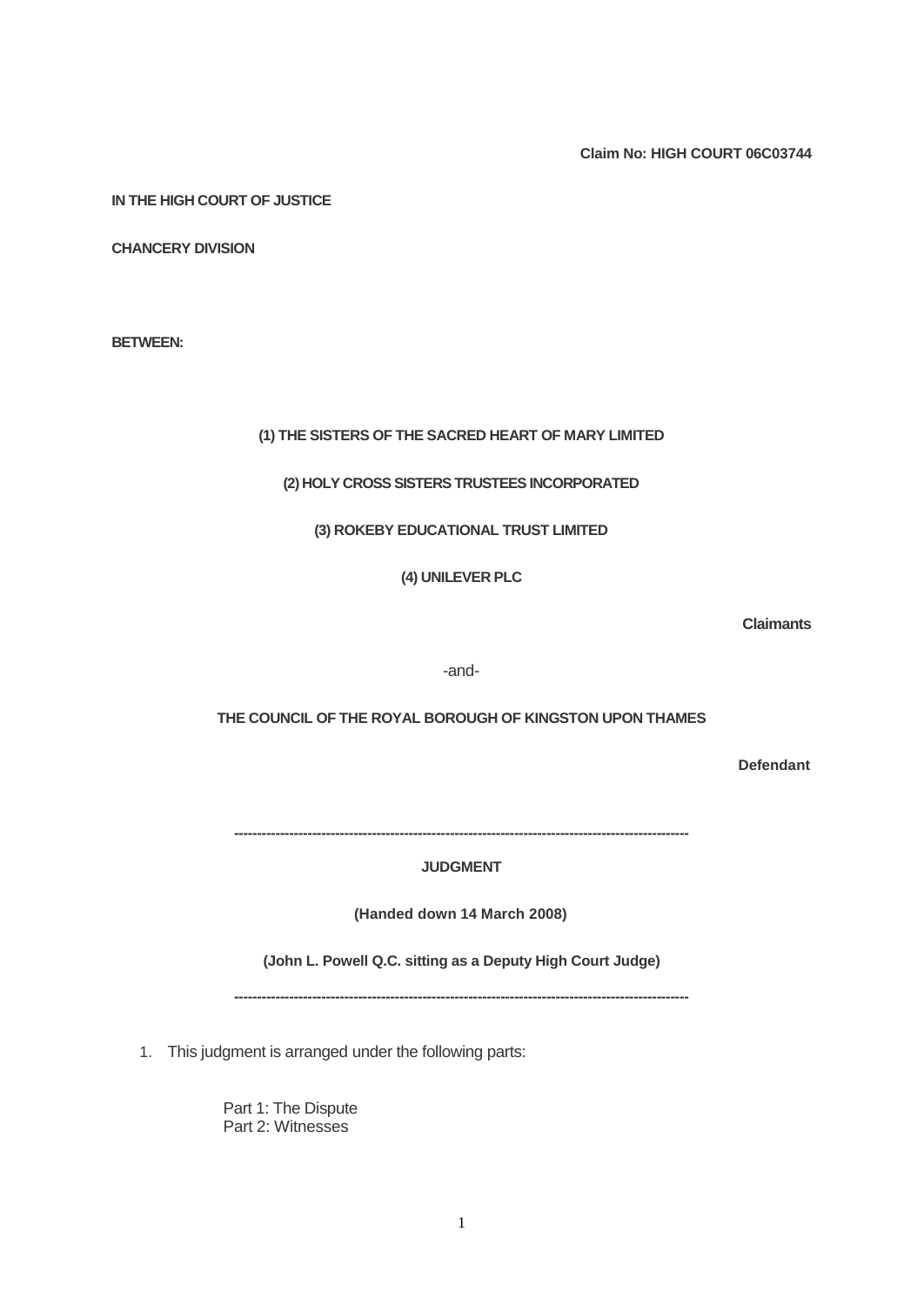**Claim No: HIGH COURT 06C03744**

**IN THE HIGH COURT OF JUSTICE**

**CHANCERY DIVISION**

**BETWEEN:**

**(1) THE SISTERS OF THE SACRED HEART OF MARY LIMITED**

**(2) HOLY CROSS SISTERS TRUSTEES INCORPORATED**

**(3) ROKEBY EDUCATIONAL TRUST LIMITED**

**(4) UNILEVER PLC**

**Claimants**

-and-

**THE COUNCIL OF THE ROYAL BOROUGH OF KINGSTON UPON THAMES**

**Defendant**

---

**JUDGMENT**

**(Handed down 14 March 2008)**

**(John L. Powell Q.C. sitting as a Deputy High Court Judge)**

---

1. This judgment is arranged under the following parts:

   Part 1: The Dispute
   Part 2: Witnesses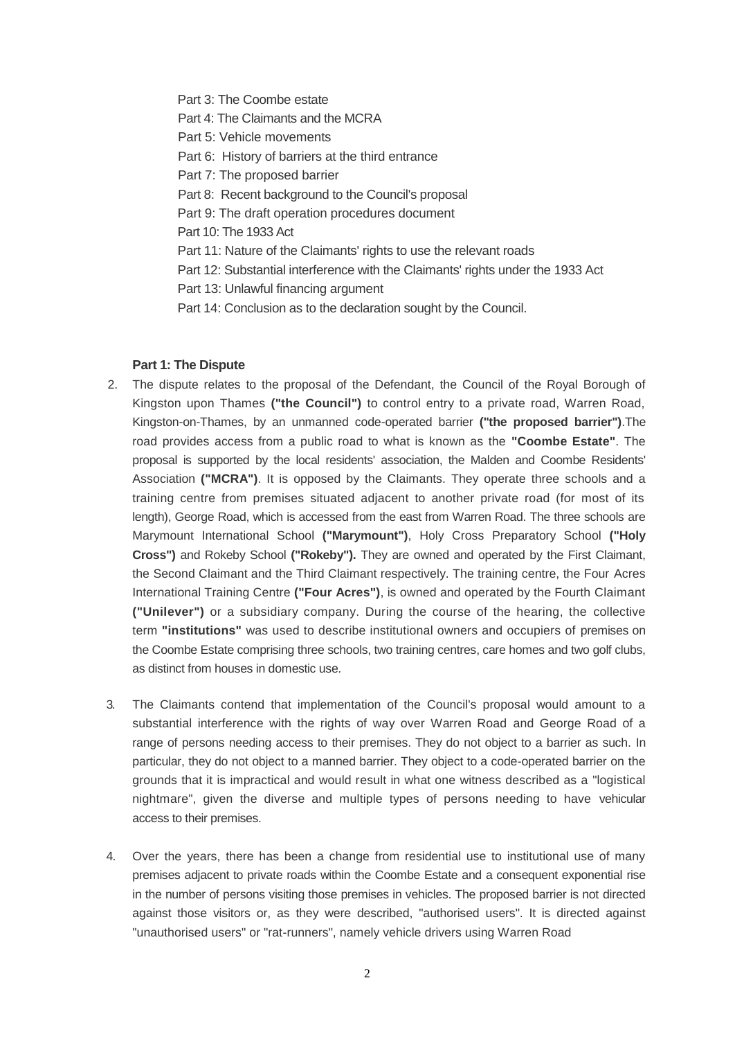Part 3: The Coombe estate
Part 4: The Claimants and the MCRA
Part 5: Vehicle movements
Part 6: History of barriers at the third entrance
Part 7: The proposed barrier
Part 8: Recent background to the Council's proposal
Part 9: The draft operation procedures document
Part 10: The 1933 Act
Part 11: Nature of the Claimants' rights to use the relevant roads
Part 12: Substantial interference with the Claimants' rights under the 1933 Act
Part 13: Unlawful financing argument
Part 14: Conclusion as to the declaration sought by the Council.

**Part 1: The Dispute**

2. The dispute relates to the proposal of the Defendant, the Council of the Royal Borough of Kingston upon Thames **("the Council")** to control entry to a private road, Warren Road, Kingston-on-Thames, by an unmanned code-operated barrier **("the proposed barrier")**.The road provides access from a public road to what is known as the **"Coombe Estate"**. The proposal is supported by the local residents' association, the Malden and Coombe Residents' Association **("MCRA")**. It is opposed by the Claimants. They operate three schools and a training centre from premises situated adjacent to another private road (for most of its length), George Road, which is accessed from the east from Warren Road. The three schools are Marymount International School **("Marymount")**, Holy Cross Preparatory School **("Holy Cross")** and Rokeby School **("Rokeby").** They are owned and operated by the First Claimant, the Second Claimant and the Third Claimant respectively. The training centre, the Four Acres International Training Centre **("Four Acres")**, is owned and operated by the Fourth Claimant **("Unilever")** or a subsidiary company. During the course of the hearing, the collective term **"institutions"** was used to describe institutional owners and occupiers of premises on the Coombe Estate comprising three schools, two training centres, care homes and two golf clubs, as distinct from houses in domestic use.

3. The Claimants contend that implementation of the Council's proposal would amount to a substantial interference with the rights of way over Warren Road and George Road of a range of persons needing access to their premises. They do not object to a barrier as such. In particular, they do not object to a manned barrier. They object to a code-operated barrier on the grounds that it is impractical and would result in what one witness described as a "logistical nightmare", given the diverse and multiple types of persons needing to have vehicular access to their premises.

4. Over the years, there has been a change from residential use to institutional use of many premises adjacent to private roads within the Coombe Estate and a consequent exponential rise in the number of persons visiting those premises in vehicles. The proposed barrier is not directed against those visitors or, as they were described, "authorised users". It is directed against "unauthorised users" or "rat-runners", namely vehicle drivers using Warren Road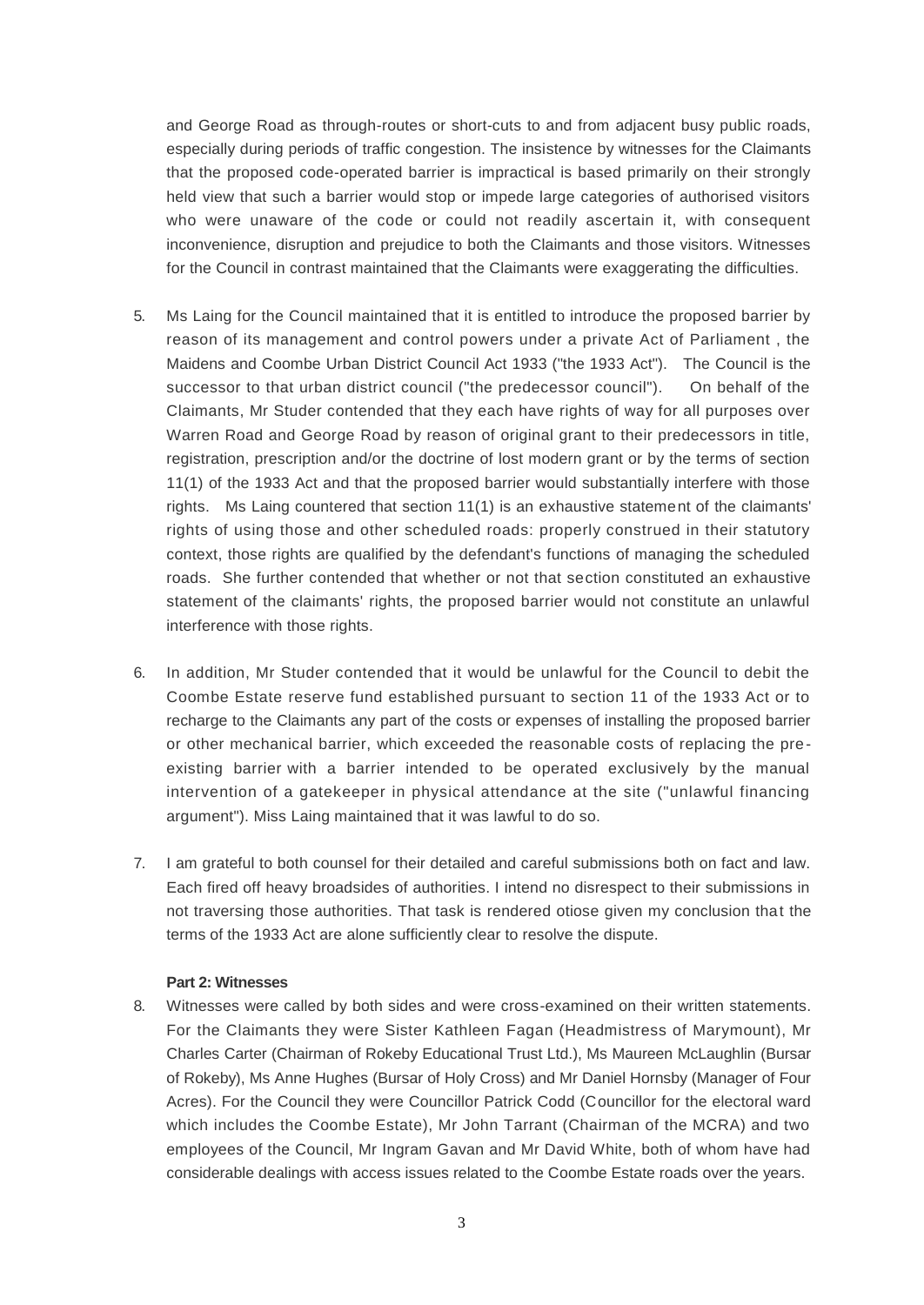and George Road as through-routes or short-cuts to and from adjacent busy public roads, especially during periods of traffic congestion. The insistence by witnesses for the Claimants that the proposed code-operated barrier is impractical is based primarily on their strongly held view that such a barrier would stop or impede large categories of authorised visitors who were unaware of the code or could not readily ascertain it, with consequent inconvenience, disruption and prejudice to both the Claimants and those visitors. Witnesses for the Council in contrast maintained that the Claimants were exaggerating the difficulties.

5. Ms Laing for the Council maintained that it is entitled to introduce the proposed barrier by reason of its management and control powers under a private Act of Parliament , the Maidens and Coombe Urban District Council Act 1933 ("the 1933 Act"). The Council is the successor to that urban district council ("the predecessor council"). On behalf of the Claimants, Mr Studer contended that they each have rights of way for all purposes over Warren Road and George Road by reason of original grant to their predecessors in title, registration, prescription and/or the doctrine of lost modern grant or by the terms of section 11(1) of the 1933 Act and that the proposed barrier would substantially interfere with those rights. Ms Laing countered that section 11(1) is an exhaustive statement of the claimants' rights of using those and other scheduled roads: properly construed in their statutory context, those rights are qualified by the defendant's functions of managing the scheduled roads. She further contended that whether or not that section constituted an exhaustive statement of the claimants' rights, the proposed barrier would not constitute an unlawful interference with those rights.

6. In addition, Mr Studer contended that it would be unlawful for the Council to debit the Coombe Estate reserve fund established pursuant to section 11 of the 1933 Act or to recharge to the Claimants any part of the costs or expenses of installing the proposed barrier or other mechanical barrier, which exceeded the reasonable costs of replacing the pre-existing barrier with a barrier intended to be operated exclusively by the manual intervention of a gatekeeper in physical attendance at the site ("unlawful financing argument"). Miss Laing maintained that it was lawful to do so.

7. I am grateful to both counsel for their detailed and careful submissions both on fact and law. Each fired off heavy broadsides of authorities. I intend no disrespect to their submissions in not traversing those authorities. That task is rendered otiose given my conclusion that the terms of the 1933 Act are alone sufficiently clear to resolve the dispute.

**Part 2: Witnesses**

8. Witnesses were called by both sides and were cross-examined on their written statements. For the Claimants they were Sister Kathleen Fagan (Headmistress of Marymount), Mr Charles Carter (Chairman of Rokeby Educational Trust Ltd.), Ms Maureen McLaughlin (Bursar of Rokeby), Ms Anne Hughes (Bursar of Holy Cross) and Mr Daniel Hornsby (Manager of Four Acres). For the Council they were Councillor Patrick Codd (Councillor for the electoral ward which includes the Coombe Estate), Mr John Tarrant (Chairman of the MCRA) and two employees of the Council, Mr Ingram Gavan and Mr David White, both of whom have had considerable dealings with access issues related to the Coombe Estate roads over the years.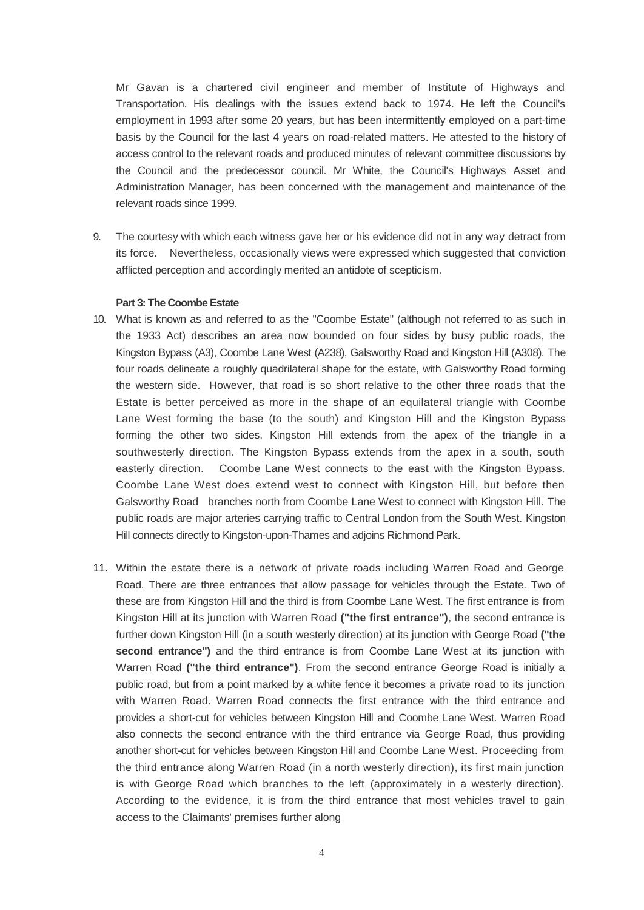Mr Gavan is a chartered civil engineer and member of Institute of Highways and Transportation. His dealings with the issues extend back to 1974. He left the Council's employment in 1993 after some 20 years, but has been intermittently employed on a part-time basis by the Council for the last 4 years on road-related matters. He attested to the history of access control to the relevant roads and produced minutes of relevant committee discussions by the Council and the predecessor council. Mr White, the Council's Highways Asset and Administration Manager, has been concerned with the management and maintenance of the relevant roads since 1999.

9. The courtesy with which each witness gave her or his evidence did not in any way detract from its force. Nevertheless, occasionally views were expressed which suggested that conviction afflicted perception and accordingly merited an antidote of scepticism.

**Part 3: The Coombe Estate**

10. What is known as and referred to as the "Coombe Estate" (although not referred to as such in the 1933 Act) describes an area now bounded on four sides by busy public roads, the Kingston Bypass (A3), Coombe Lane West (A238), Galsworthy Road and Kingston Hill (A308). The four roads delineate a roughly quadrilateral shape for the estate, with Galsworthy Road forming the western side. However, that road is so short relative to the other three roads that the Estate is better perceived as more in the shape of an equilateral triangle with Coombe Lane West forming the base (to the south) and Kingston Hill and the Kingston Bypass forming the other two sides. Kingston Hill extends from the apex of the triangle in a southwesterly direction. The Kingston Bypass extends from the apex in a south, south easterly direction. Coombe Lane West connects to the east with the Kingston Bypass. Coombe Lane West does extend west to connect with Kingston Hill, but before then Galsworthy Road branches north from Coombe Lane West to connect with Kingston Hill. The public roads are major arteries carrying traffic to Central London from the South West. Kingston Hill connects directly to Kingston-upon-Thames and adjoins Richmond Park.

11. Within the estate there is a network of private roads including Warren Road and George Road. There are three entrances that allow passage for vehicles through the Estate. Two of these are from Kingston Hill and the third is from Coombe Lane West. The first entrance is from Kingston Hill at its junction with Warren Road **("the first entrance")**, the second entrance is further down Kingston Hill (in a south westerly direction) at its junction with George Road **("the second entrance")** and the third entrance is from Coombe Lane West at its junction with Warren Road **("the third entrance")**. From the second entrance George Road is initially a public road, but from a point marked by a white fence it becomes a private road to its junction with Warren Road. Warren Road connects the first entrance with the third entrance and provides a short-cut for vehicles between Kingston Hill and Coombe Lane West. Warren Road also connects the second entrance with the third entrance via George Road, thus providing another short-cut for vehicles between Kingston Hill and Coombe Lane West. Proceeding from the third entrance along Warren Road (in a north westerly direction), its first main junction is with George Road which branches to the left (approximately in a westerly direction). According to the evidence, it is from the third entrance that most vehicles travel to gain access to the Claimants' premises further along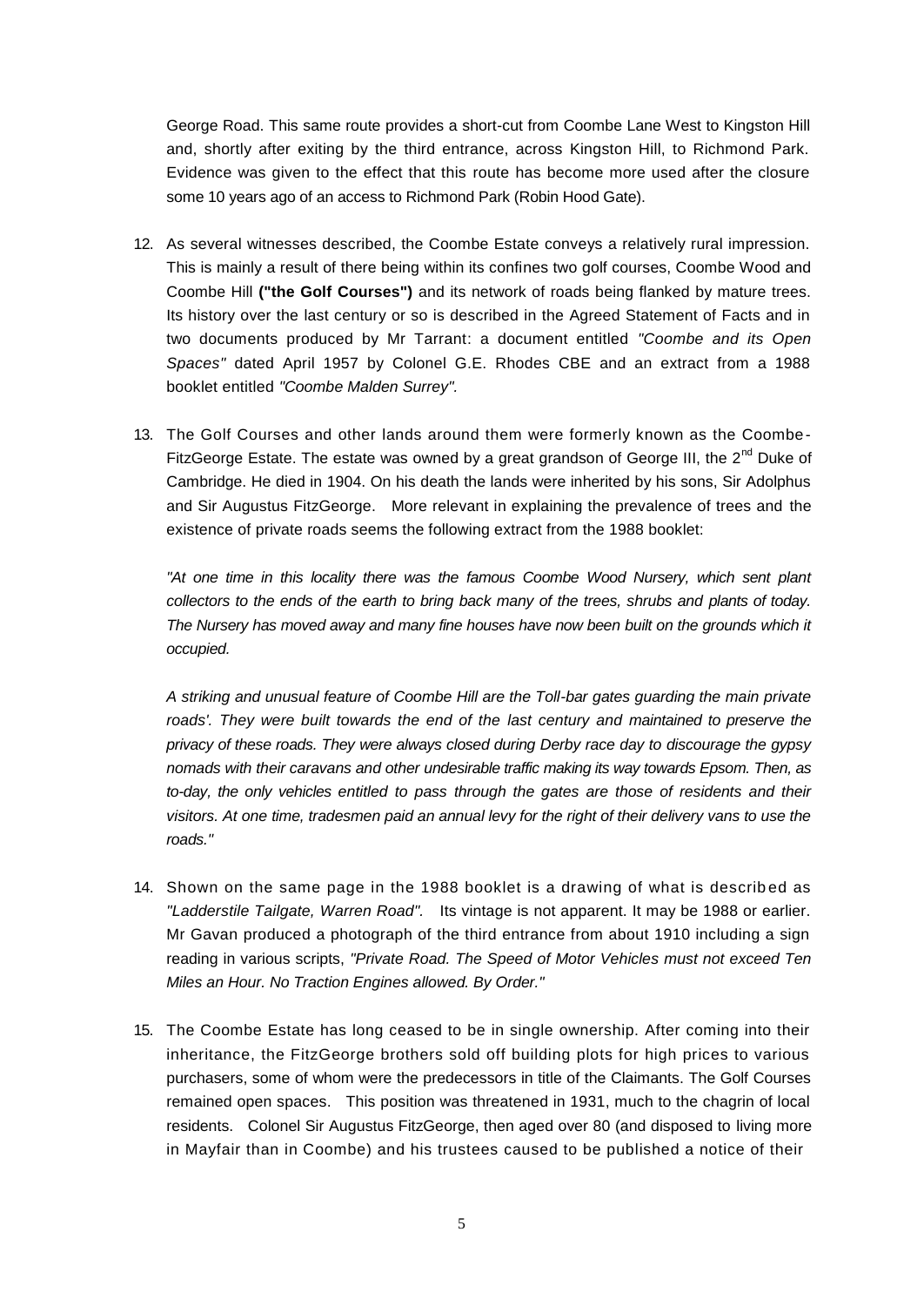George Road. This same route provides a short-cut from Coombe Lane West to Kingston Hill and, shortly after exiting by the third entrance, across Kingston Hill, to Richmond Park. Evidence was given to the effect that this route has become more used after the closure some 10 years ago of an access to Richmond Park (Robin Hood Gate).

12. As several witnesses described, the Coombe Estate conveys a relatively rural impression. This is mainly a result of there being within its confines two golf courses, Coombe Wood and Coombe Hill **("the Golf Courses")** and its network of roads being flanked by mature trees. Its history over the last century or so is described in the Agreed Statement of Facts and in two documents produced by Mr Tarrant: a document entitled *"Coombe and its Open Spaces"* dated April 1957 by Colonel G.E. Rhodes CBE and an extract from a 1988 booklet entitled *"Coombe Malden Surrey".*

13. The Golf Courses and other lands around them were formerly known as the Coombe-FitzGeorge Estate. The estate was owned by a great grandson of George III, the 2nd Duke of Cambridge. He died in 1904. On his death the lands were inherited by his sons, Sir Adolphus and Sir Augustus FitzGeorge. More relevant in explaining the prevalence of trees and the existence of private roads seems the following extract from the 1988 booklet:

    *"At one time in this locality there was the famous Coombe Wood Nursery, which sent plant collectors to the ends of the earth to bring back many of the trees, shrubs and plants of today. The Nursery has moved away and many fine houses have now been built on the grounds which it occupied.*

    *A striking and unusual feature of Coombe Hill are the Toll-bar gates guarding the main private roads'. They were built towards the end of the last century and maintained to preserve the privacy of these roads. They were always closed during Derby race day to discourage the gypsy nomads with their caravans and other undesirable traffic making its way towards Epsom. Then, as to-day, the only vehicles entitled to pass through the gates are those of residents and their visitors. At one time, tradesmen paid an annual levy for the right of their delivery vans to use the roads."*

14. Shown on the same page in the 1988 booklet is a drawing of what is described as *"Ladderstile Tailgate, Warren Road".* Its vintage is not apparent. It may be 1988 or earlier. Mr Gavan produced a photograph of the third entrance from about 1910 including a sign reading in various scripts, *"Private Road. The Speed of Motor Vehicles must not exceed Ten Miles an Hour. No Traction Engines allowed. By Order."*

15. The Coombe Estate has long ceased to be in single ownership. After coming into their inheritance, the FitzGeorge brothers sold off building plots for high prices to various purchasers, some of whom were the predecessors in title of the Claimants. The Golf Courses remained open spaces. This position was threatened in 1931, much to the chagrin of local residents. Colonel Sir Augustus FitzGeorge, then aged over 80 (and disposed to living more in Mayfair than in Coombe) and his trustees caused to be published a notice of their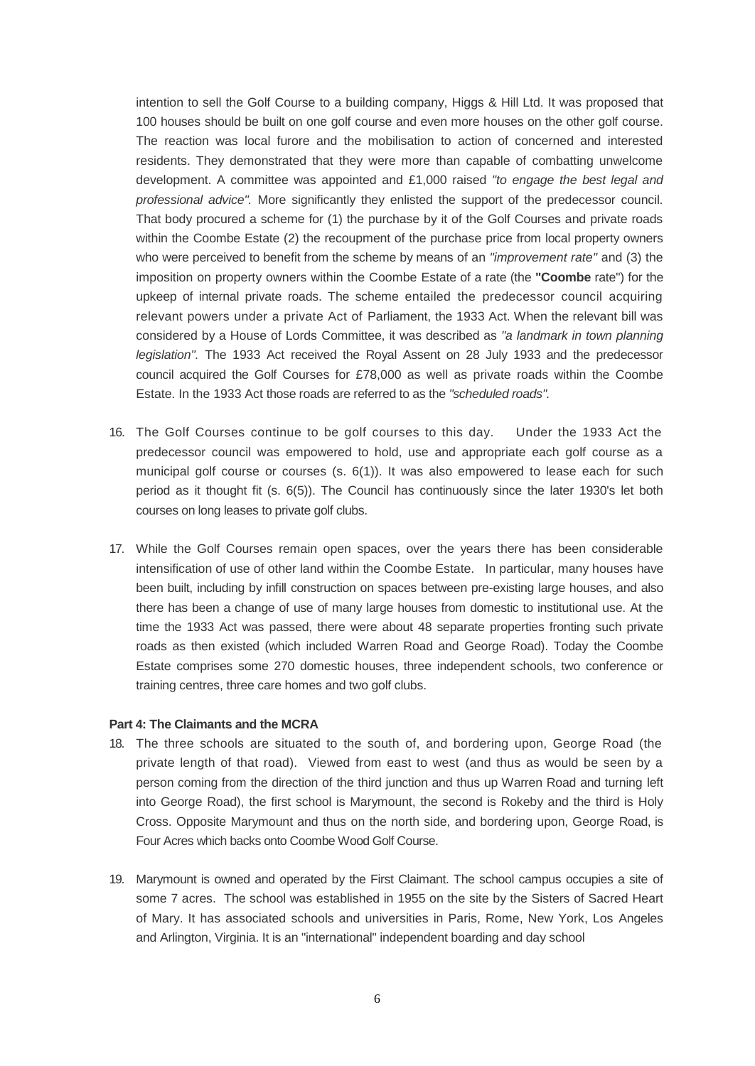intention to sell the Golf Course to a building company, Higgs & Hill Ltd. It was proposed that 100 houses should be built on one golf course and even more houses on the other golf course. The reaction was local furore and the mobilisation to action of concerned and interested residents. They demonstrated that they were more than capable of combatting unwelcome development. A committee was appointed and £1,000 raised *"to engage the best legal and professional advice".* More significantly they enlisted the support of the predecessor council. That body procured a scheme for (1) the purchase by it of the Golf Courses and private roads within the Coombe Estate (2) the recoupment of the purchase price from local property owners who were perceived to benefit from the scheme by means of an *"improvement rate"* and (3) the imposition on property owners within the Coombe Estate of a rate (the **"Coombe** rate") for the upkeep of internal private roads. The scheme entailed the predecessor council acquiring relevant powers under a private Act of Parliament, the 1933 Act. When the relevant bill was considered by a House of Lords Committee, it was described as *"a landmark in town planning legislation".* The 1933 Act received the Royal Assent on 28 July 1933 and the predecessor council acquired the Golf Courses for £78,000 as well as private roads within the Coombe Estate. In the 1933 Act those roads are referred to as the *"scheduled roads".*

16. The Golf Courses continue to be golf courses to this day. Under the 1933 Act the predecessor council was empowered to hold, use and appropriate each golf course as a municipal golf course or courses (s. 6(1)). It was also empowered to lease each for such period as it thought fit (s. 6(5)). The Council has continuously since the later 1930's let both courses on long leases to private golf clubs.

17. While the Golf Courses remain open spaces, over the years there has been considerable intensification of use of other land within the Coombe Estate. In particular, many houses have been built, including by infill construction on spaces between pre-existing large houses, and also there has been a change of use of many large houses from domestic to institutional use. At the time the 1933 Act was passed, there were about 48 separate properties fronting such private roads as then existed (which included Warren Road and George Road). Today the Coombe Estate comprises some 270 domestic houses, three independent schools, two conference or training centres, three care homes and two golf clubs.

**Part 4: The Claimants and the MCRA**

18. The three schools are situated to the south of, and bordering upon, George Road (the private length of that road). Viewed from east to west (and thus as would be seen by a person coming from the direction of the third junction and thus up Warren Road and turning left into George Road), the first school is Marymount, the second is Rokeby and the third is Holy Cross. Opposite Marymount and thus on the north side, and bordering upon, George Road, is Four Acres which backs onto Coombe Wood Golf Course.

19. Marymount is owned and operated by the First Claimant. The school campus occupies a site of some 7 acres. The school was established in 1955 on the site by the Sisters of Sacred Heart of Mary. It has associated schools and universities in Paris, Rome, New York, Los Angeles and Arlington, Virginia. It is an "international" independent boarding and day school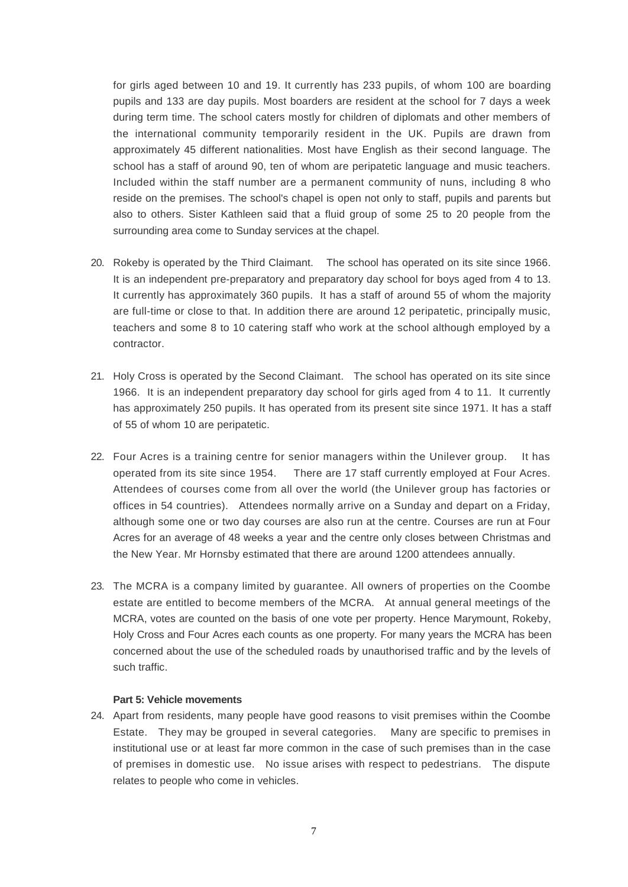for girls aged between 10 and 19. It currently has 233 pupils, of whom 100 are boarding pupils and 133 are day pupils. Most boarders are resident at the school for 7 days a week during term time. The school caters mostly for children of diplomats and other members of the international community temporarily resident in the UK. Pupils are drawn from approximately 45 different nationalities. Most have English as their second language. The school has a staff of around 90, ten of whom are peripatetic language and music teachers. Included within the staff number are a permanent community of nuns, including 8 who reside on the premises. The school's chapel is open not only to staff, pupils and parents but also to others. Sister Kathleen said that a fluid group of some 25 to 20 people from the surrounding area come to Sunday services at the chapel.

20. Rokeby is operated by the Third Claimant. The school has operated on its site since 1966. It is an independent pre-preparatory and preparatory day school for boys aged from 4 to 13. It currently has approximately 360 pupils. It has a staff of around 55 of whom the majority are full-time or close to that. In addition there are around 12 peripatetic, principally music, teachers and some 8 to 10 catering staff who work at the school although employed by a contractor.

21. Holy Cross is operated by the Second Claimant. The school has operated on its site since 1966. It is an independent preparatory day school for girls aged from 4 to 11. It currently has approximately 250 pupils. It has operated from its present site since 1971. It has a staff of 55 of whom 10 are peripatetic.

22. Four Acres is a training centre for senior managers within the Unilever group. It has operated from its site since 1954. There are 17 staff currently employed at Four Acres. Attendees of courses come from all over the world (the Unilever group has factories or offices in 54 countries). Attendees normally arrive on a Sunday and depart on a Friday, although some one or two day courses are also run at the centre. Courses are run at Four Acres for an average of 48 weeks a year and the centre only closes between Christmas and the New Year. Mr Hornsby estimated that there are around 1200 attendees annually.

23. The MCRA is a company limited by guarantee. All owners of properties on the Coombe estate are entitled to become members of the MCRA. At annual general meetings of the MCRA, votes are counted on the basis of one vote per property. Hence Marymount, Rokeby, Holy Cross and Four Acres each counts as one property. For many years the MCRA has been concerned about the use of the scheduled roads by unauthorised traffic and by the levels of such traffic.

**Part 5: Vehicle movements**

24. Apart from residents, many people have good reasons to visit premises within the Coombe Estate. They may be grouped in several categories. Many are specific to premises in institutional use or at least far more common in the case of such premises than in the case of premises in domestic use. No issue arises with respect to pedestrians. The dispute relates to people who come in vehicles.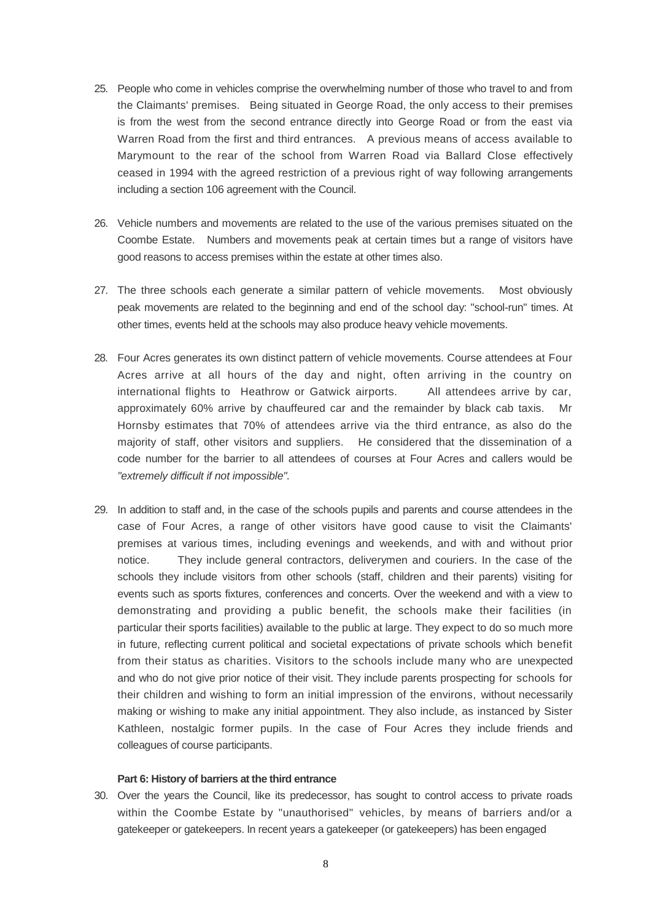25. People who come in vehicles comprise the overwhelming number of those who travel to and from the Claimants' premises. Being situated in George Road, the only access to their premises is from the west from the second entrance directly into George Road or from the east via Warren Road from the first and third entrances. A previous means of access available to Marymount to the rear of the school from Warren Road via Ballard Close effectively ceased in 1994 with the agreed restriction of a previous right of way following arrangements including a section 106 agreement with the Council.

26. Vehicle numbers and movements are related to the use of the various premises situated on the Coombe Estate. Numbers and movements peak at certain times but a range of visitors have good reasons to access premises within the estate at other times also.

27. The three schools each generate a similar pattern of vehicle movements. Most obviously peak movements are related to the beginning and end of the school day: "school-run" times. At other times, events held at the schools may also produce heavy vehicle movements.

28. Four Acres generates its own distinct pattern of vehicle movements. Course attendees at Four Acres arrive at all hours of the day and night, often arriving in the country on international flights to Heathrow or Gatwick airports. All attendees arrive by car, approximately 60% arrive by chauffeured car and the remainder by black cab taxis. Mr Hornsby estimates that 70% of attendees arrive via the third entrance, as also do the majority of staff, other visitors and suppliers. He considered that the dissemination of a code number for the barrier to all attendees of courses at Four Acres and callers would be *"extremely difficult if not impossible".*

29. In addition to staff and, in the case of the schools pupils and parents and course attendees in the case of Four Acres, a range of other visitors have good cause to visit the Claimants' premises at various times, including evenings and weekends, and with and without prior notice. They include general contractors, deliverymen and couriers. In the case of the schools they include visitors from other schools (staff, children and their parents) visiting for events such as sports fixtures, conferences and concerts. Over the weekend and with a view to demonstrating and providing a public benefit, the schools make their facilities (in particular their sports facilities) available to the public at large. They expect to do so much more in future, reflecting current political and societal expectations of private schools which benefit from their status as charities. Visitors to the schools include many who are unexpected and who do not give prior notice of their visit. They include parents prospecting for schools for their children and wishing to form an initial impression of the environs, without necessarily making or wishing to make any initial appointment. They also include, as instanced by Sister Kathleen, nostalgic former pupils. In the case of Four Acres they include friends and colleagues of course participants.

**Part 6: History of barriers at the third entrance**

30. Over the years the Council, like its predecessor, has sought to control access to private roads within the Coombe Estate by "unauthorised" vehicles, by means of barriers and/or a gatekeeper or gatekeepers. In recent years a gatekeeper (or gatekeepers) has been engaged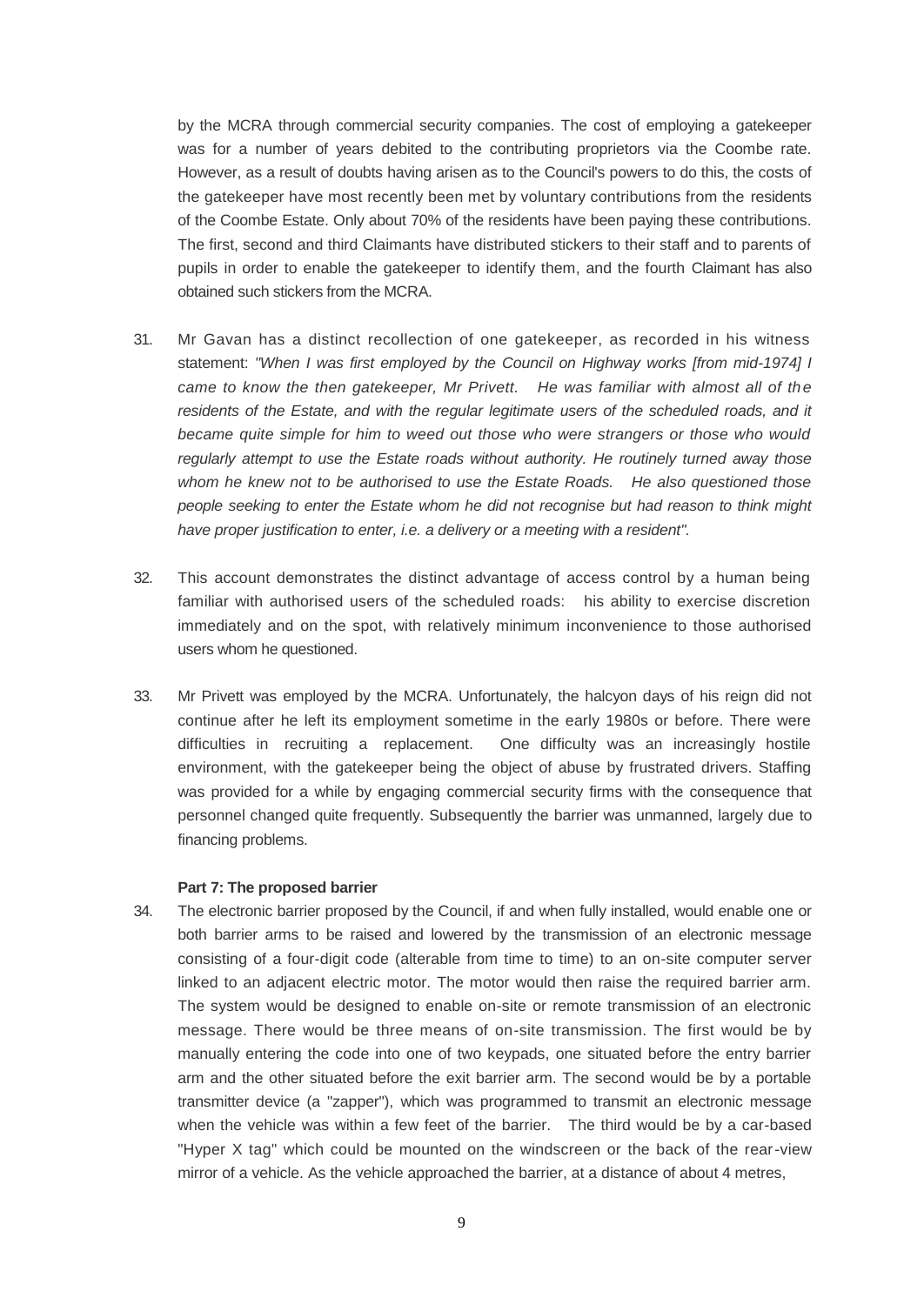by the MCRA through commercial security companies. The cost of employing a gatekeeper was for a number of years debited to the contributing proprietors via the Coombe rate. However, as a result of doubts having arisen as to the Council's powers to do this, the costs of the gatekeeper have most recently been met by voluntary contributions from the residents of the Coombe Estate. Only about 70% of the residents have been paying these contributions. The first, second and third Claimants have distributed stickers to their staff and to parents of pupils in order to enable the gatekeeper to identify them, and the fourth Claimant has also obtained such stickers from the MCRA.

31. Mr Gavan has a distinct recollection of one gatekeeper, as recorded in his witness statement: *"When I was first employed by the Council on Highway works [from mid-1974] I came to know the then gatekeeper, Mr Privett. He was familiar with almost all of the residents of the Estate, and with the regular legitimate users of the scheduled roads, and it became quite simple for him to weed out those who were strangers or those who would regularly attempt to use the Estate roads without authority. He routinely turned away those whom he knew not to be authorised to use the Estate Roads. He also questioned those people seeking to enter the Estate whom he did not recognise but had reason to think might have proper justification to enter, i.e. a delivery or a meeting with a resident"*.

32. This account demonstrates the distinct advantage of access control by a human being familiar with authorised users of the scheduled roads: his ability to exercise discretion immediately and on the spot, with relatively minimum inconvenience to those authorised users whom he questioned.

33. Mr Privett was employed by the MCRA. Unfortunately, the halcyon days of his reign did not continue after he left its employment sometime in the early 1980s or before. There were difficulties in recruiting a replacement. One difficulty was an increasingly hostile environment, with the gatekeeper being the object of abuse by frustrated drivers. Staffing was provided for a while by engaging commercial security firms with the consequence that personnel changed quite frequently. Subsequently the barrier was unmanned, largely due to financing problems.

**Part 7: The proposed barrier**

34. The electronic barrier proposed by the Council, if and when fully installed, would enable one or both barrier arms to be raised and lowered by the transmission of an electronic message consisting of a four-digit code (alterable from time to time) to an on-site computer server linked to an adjacent electric motor. The motor would then raise the required barrier arm. The system would be designed to enable on-site or remote transmission of an electronic message. There would be three means of on-site transmission. The first would be by manually entering the code into one of two keypads, one situated before the entry barrier arm and the other situated before the exit barrier arm. The second would be by a portable transmitter device (a "zapper"), which was programmed to transmit an electronic message when the vehicle was within a few feet of the barrier. The third would be by a car-based "Hyper X tag" which could be mounted on the windscreen or the back of the rear-view mirror of a vehicle. As the vehicle approached the barrier, at a distance of about 4 metres,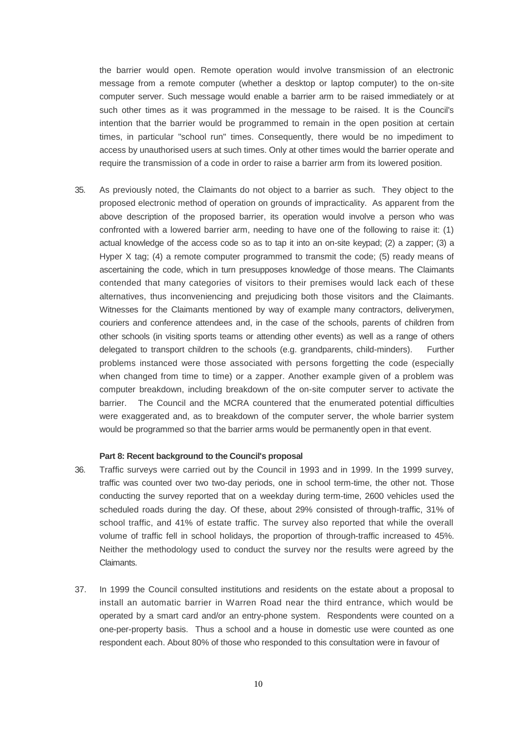the barrier would open. Remote operation would involve transmission of an electronic message from a remote computer (whether a desktop or laptop computer) to the on-site computer server. Such message would enable a barrier arm to be raised immediately or at such other times as it was programmed in the message to be raised. It is the Council's intention that the barrier would be programmed to remain in the open position at certain times, in particular "school run" times. Consequently, there would be no impediment to access by unauthorised users at such times. Only at other times would the barrier operate and require the transmission of a code in order to raise a barrier arm from its lowered position.

35. As previously noted, the Claimants do not object to a barrier as such. They object to the proposed electronic method of operation on grounds of impracticality. As apparent from the above description of the proposed barrier, its operation would involve a person who was confronted with a lowered barrier arm, needing to have one of the following to raise it: (1) actual knowledge of the access code so as to tap it into an on-site keypad; (2) a zapper; (3) a Hyper X tag; (4) a remote computer programmed to transmit the code; (5) ready means of ascertaining the code, which in turn presupposes knowledge of those means. The Claimants contended that many categories of visitors to their premises would lack each of these alternatives, thus inconveniencing and prejudicing both those visitors and the Claimants. Witnesses for the Claimants mentioned by way of example many contractors, deliverymen, couriers and conference attendees and, in the case of the schools, parents of children from other schools (in visiting sports teams or attending other events) as well as a range of others delegated to transport children to the schools (e.g. grandparents, child-minders). Further problems instanced were those associated with persons forgetting the code (especially when changed from time to time) or a zapper. Another example given of a problem was computer breakdown, including breakdown of the on-site computer server to activate the barrier. The Council and the MCRA countered that the enumerated potential difficulties were exaggerated and, as to breakdown of the computer server, the whole barrier system would be programmed so that the barrier arms would be permanently open in that event.

**Part 8: Recent background to the Council's proposal**

36. Traffic surveys were carried out by the Council in 1993 and in 1999. In the 1999 survey, traffic was counted over two two-day periods, one in school term-time, the other not. Those conducting the survey reported that on a weekday during term-time, 2600 vehicles used the scheduled roads during the day. Of these, about 29% consisted of through-traffic, 31% of school traffic, and 41% of estate traffic. The survey also reported that while the overall volume of traffic fell in school holidays, the proportion of through-traffic increased to 45%. Neither the methodology used to conduct the survey nor the results were agreed by the Claimants.

37. In 1999 the Council consulted institutions and residents on the estate about a proposal to install an automatic barrier in Warren Road near the third entrance, which would be operated by a smart card and/or an entry-phone system. Respondents were counted on a one-per-property basis. Thus a school and a house in domestic use were counted as one respondent each. About 80% of those who responded to this consultation were in favour of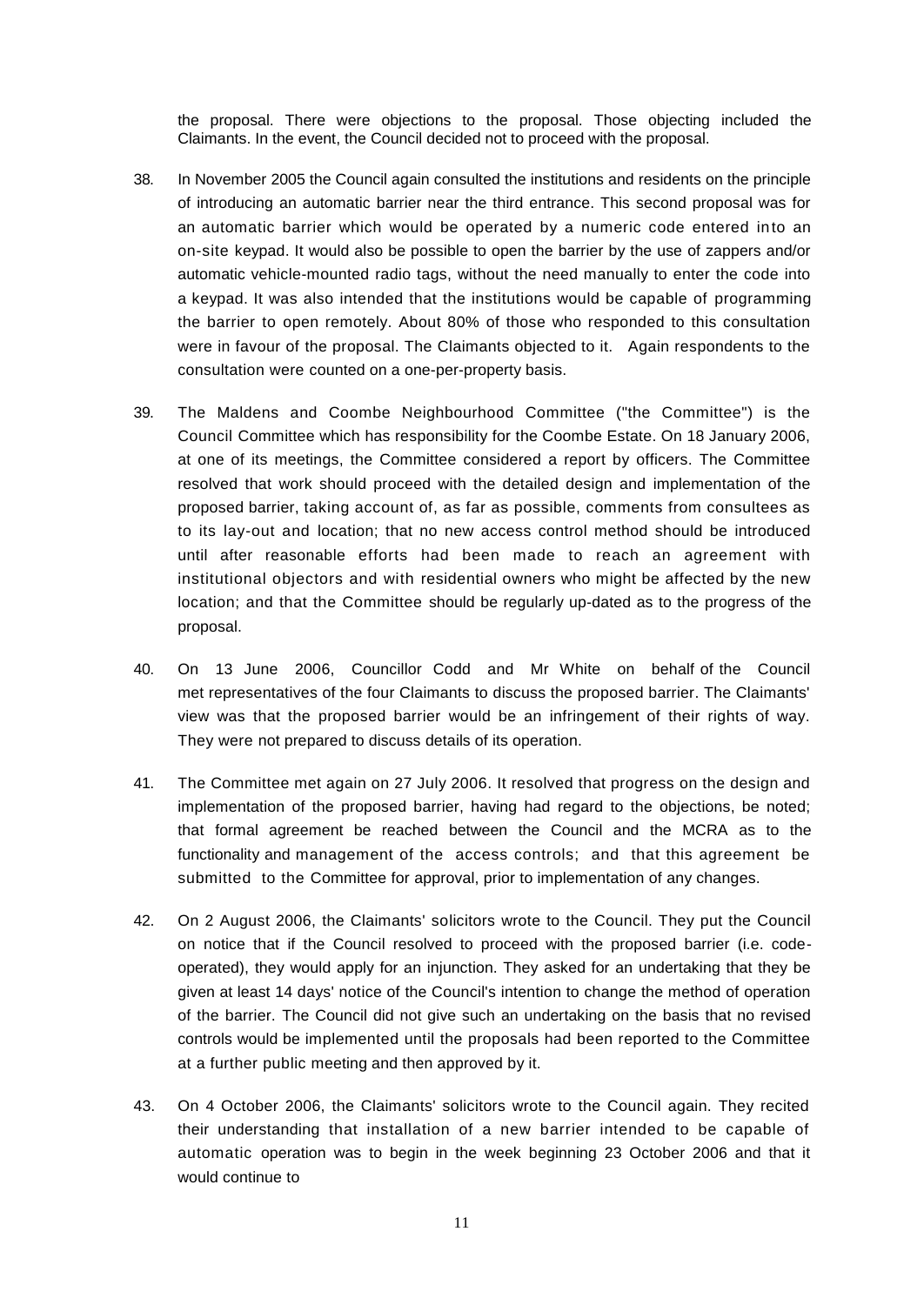the proposal. There were objections to the proposal. Those objecting included the Claimants. In the event, the Council decided not to proceed with the proposal.

38. In November 2005 the Council again consulted the institutions and residents on the principle of introducing an automatic barrier near the third entrance. This second proposal was for an automatic barrier which would be operated by a numeric code entered into an on-site keypad. It would also be possible to open the barrier by the use of zappers and/or automatic vehicle-mounted radio tags, without the need manually to enter the code into a keypad. It was also intended that the institutions would be capable of programming the barrier to open remotely. About 80% of those who responded to this consultation were in favour of the proposal. The Claimants objected to it. Again respondents to the consultation were counted on a one-per-property basis.

39. The Maldens and Coombe Neighbourhood Committee ("the Committee") is the Council Committee which has responsibility for the Coombe Estate. On 18 January 2006, at one of its meetings, the Committee considered a report by officers. The Committee resolved that work should proceed with the detailed design and implementation of the proposed barrier, taking account of, as far as possible, comments from consultees as to its lay-out and location; that no new access control method should be introduced until after reasonable efforts had been made to reach an agreement with institutional objectors and with residential owners who might be affected by the new location; and that the Committee should be regularly up-dated as to the progress of the proposal.

40. On 13 June 2006, Councillor Codd and Mr White on behalf of the Council met representatives of the four Claimants to discuss the proposed barrier. The Claimants' view was that the proposed barrier would be an infringement of their rights of way. They were not prepared to discuss details of its operation.

41. The Committee met again on 27 July 2006. It resolved that progress on the design and implementation of the proposed barrier, having had regard to the objections, be noted; that formal agreement be reached between the Council and the MCRA as to the functionality and management of the access controls; and that this agreement be submitted to the Committee for approval, prior to implementation of any changes.

42. On 2 August 2006, the Claimants' solicitors wrote to the Council. They put the Council on notice that if the Council resolved to proceed with the proposed barrier (i.e. code-operated), they would apply for an injunction. They asked for an undertaking that they be given at least 14 days' notice of the Council's intention to change the method of operation of the barrier. The Council did not give such an undertaking on the basis that no revised controls would be implemented until the proposals had been reported to the Committee at a further public meeting and then approved by it.

43. On 4 October 2006, the Claimants' solicitors wrote to the Council again. They recited their understanding that installation of a new barrier intended to be capable of automatic operation was to begin in the week beginning 23 October 2006 and that it would continue to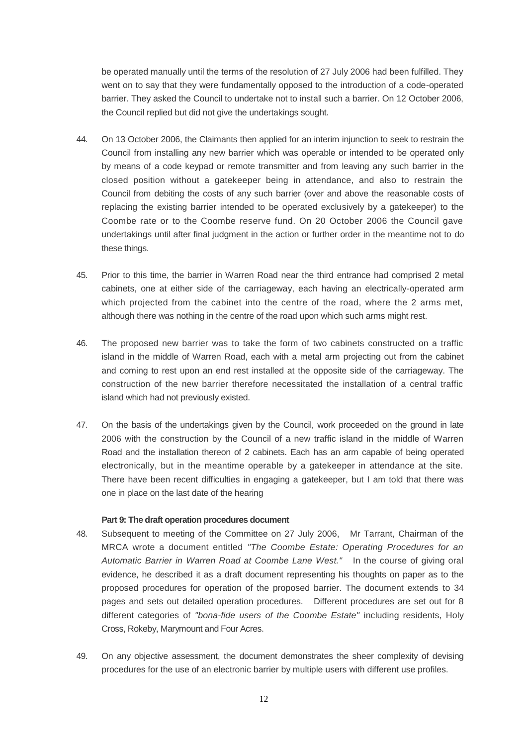be operated manually until the terms of the resolution of 27 July 2006 had been fulfilled. They went on to say that they were fundamentally opposed to the introduction of a code-operated barrier. They asked the Council to undertake not to install such a barrier. On 12 October 2006, the Council replied but did not give the undertakings sought.

44. On 13 October 2006, the Claimants then applied for an interim injunction to seek to restrain the Council from installing any new barrier which was operable or intended to be operated only by means of a code keypad or remote transmitter and from leaving any such barrier in the closed position without a gatekeeper being in attendance, and also to restrain the Council from debiting the costs of any such barrier (over and above the reasonable costs of replacing the existing barrier intended to be operated exclusively by a gatekeeper) to the Coombe rate or to the Coombe reserve fund. On 20 October 2006 the Council gave undertakings until after final judgment in the action or further order in the meantime not to do these things.

45. Prior to this time, the barrier in Warren Road near the third entrance had comprised 2 metal cabinets, one at either side of the carriageway, each having an electrically-operated arm which projected from the cabinet into the centre of the road, where the 2 arms met, although there was nothing in the centre of the road upon which such arms might rest.

46. The proposed new barrier was to take the form of two cabinets constructed on a traffic island in the middle of Warren Road, each with a metal arm projecting out from the cabinet and coming to rest upon an end rest installed at the opposite side of the carriageway. The construction of the new barrier therefore necessitated the installation of a central traffic island which had not previously existed.

47. On the basis of the undertakings given by the Council, work proceeded on the ground in late 2006 with the construction by the Council of a new traffic island in the middle of Warren Road and the installation thereon of 2 cabinets. Each has an arm capable of being operated electronically, but in the meantime operable by a gatekeeper in attendance at the site. There have been recent difficulties in engaging a gatekeeper, but I am told that there was one in place on the last date of the hearing

**Part 9: The draft operation procedures document**

48. Subsequent to meeting of the Committee on 27 July 2006, Mr Tarrant, Chairman of the MRCA wrote a document entitled *"The Coombe Estate: Operating Procedures for an Automatic Barrier in Warren Road at Coombe Lane West."* In the course of giving oral evidence, he described it as a draft document representing his thoughts on paper as to the proposed procedures for operation of the proposed barrier. The document extends to 34 pages and sets out detailed operation procedures. Different procedures are set out for 8 different categories of *"bona-fide users of the Coombe Estate"* including residents, Holy Cross, Rokeby, Marymount and Four Acres.

49. On any objective assessment, the document demonstrates the sheer complexity of devising procedures for the use of an electronic barrier by multiple users with different use profiles.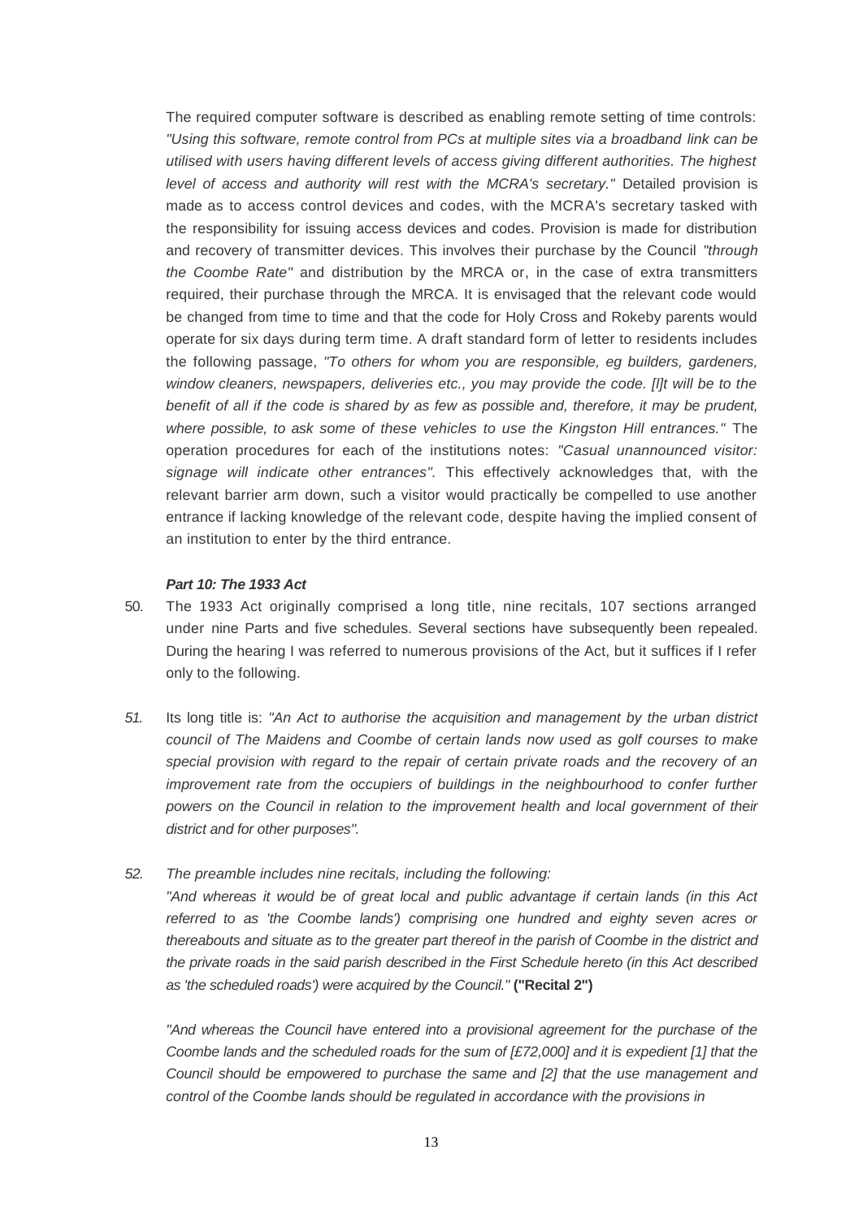The required computer software is described as enabling remote setting of time controls: *"Using this software, remote control from PCs at multiple sites via a broadband link can be utilised with users having different levels of access giving different authorities. The highest level of access and authority will rest with the MCRA's secretary."* Detailed provision is made as to access control devices and codes, with the MCRA's secretary tasked with the responsibility for issuing access devices and codes. Provision is made for distribution and recovery of transmitter devices. This involves their purchase by the Council *"through the Coombe Rate"* and distribution by the MRCA or, in the case of extra transmitters required, their purchase through the MRCA. It is envisaged that the relevant code would be changed from time to time and that the code for Holy Cross and Rokeby parents would operate for six days during term time. A draft standard form of letter to residents includes the following passage, *"To others for whom you are responsible, eg builders, gardeners, window cleaners, newspapers, deliveries etc., you may provide the code. [I]t will be to the benefit of all if the code is shared by as few as possible and, therefore, it may be prudent, where possible, to ask some of these vehicles to use the Kingston Hill entrances."* The operation procedures for each of the institutions notes: *"Casual unannounced visitor: signage will indicate other entrances".* This effectively acknowledges that, with the relevant barrier arm down, such a visitor would practically be compelled to use another entrance if lacking knowledge of the relevant code, despite having the implied consent of an institution to enter by the third entrance.

***Part 10: The 1933 Act***

50. The 1933 Act originally comprised a long title, nine recitals, 107 sections arranged under nine Parts and five schedules. Several sections have subsequently been repealed. During the hearing I was referred to numerous provisions of the Act, but it suffices if I refer only to the following.

51. Its long title is: *"An Act to authorise the acquisition and management by the urban district council of The Maidens and Coombe of certain lands now used as golf courses to make special provision with regard to the repair of certain private roads and the recovery of an improvement rate from the occupiers of buildings in the neighbourhood to confer further powers on the Council in relation to the improvement health and local government of their district and for other purposes".*

52. *The preamble includes nine recitals, including the following:*

    *"And whereas it would be of great local and public advantage if certain lands (in this Act referred to as 'the Coombe lands') comprising one hundred and eighty seven acres or thereabouts and situate as to the greater part thereof in the parish of Coombe in the district and the private roads in the said parish described in the First Schedule hereto (in this Act described as 'the scheduled roads') were acquired by the Council."* **("Recital 2")**

    *"And whereas the Council have entered into a provisional agreement for the purchase of the Coombe lands and the scheduled roads for the sum of [£72,000] and it is expedient [1] that the Council should be empowered to purchase the same and [2] that the use management and control of the Coombe lands should be regulated in accordance with the provisions in*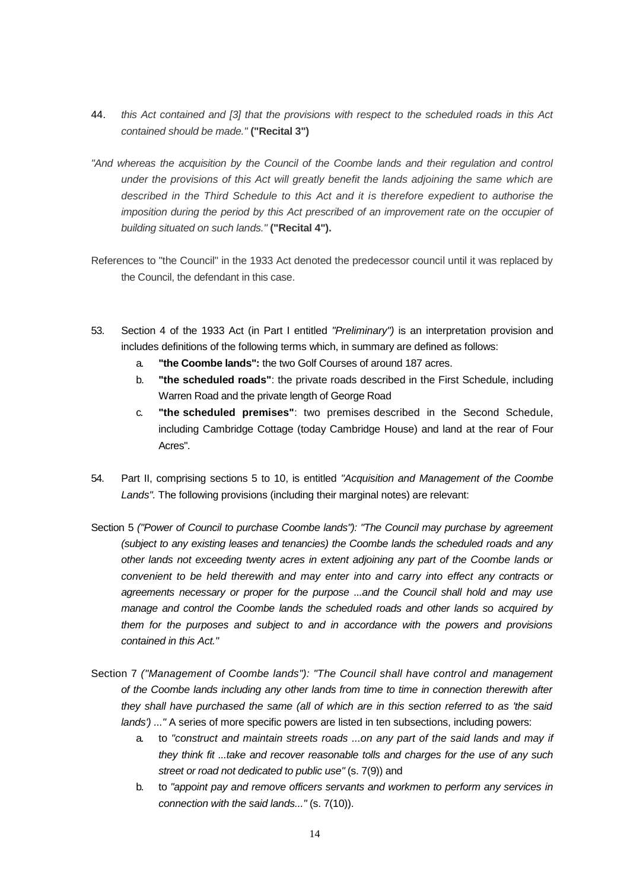44. *this Act contained and [3] that the provisions with respect to the scheduled roads in this Act contained should be made."* **("Recital 3")**

*"And whereas the acquisition by the Council of the Coombe lands and their regulation and control under the provisions of this Act will greatly benefit the lands adjoining the same which are described in the Third Schedule to this Act and it is therefore expedient to authorise the imposition during the period by this Act prescribed of an improvement rate on the occupier of building situated on such lands."* **("Recital 4").**

References to "the Council" in the 1933 Act denoted the predecessor council until it was replaced by the Council, the defendant in this case.

53. Section 4 of the 1933 Act (in Part I entitled *"Preliminary")* is an interpretation provision and includes definitions of the following terms which, in summary are defined as follows:

   a. **"the Coombe lands":** the two Golf Courses of around 187 acres.
   b. **"the scheduled roads"**: the private roads described in the First Schedule, including Warren Road and the private length of George Road
   c. **"the scheduled premises"**: two premises described in the Second Schedule, including Cambridge Cottage (today Cambridge House) and land at the rear of Four Acres".

54. Part II, comprising sections 5 to 10, is entitled *"Acquisition and Management of the Coombe Lands".* The following provisions (including their marginal notes) are relevant:

Section 5 *("Power of Council to purchase Coombe lands"): "The Council may purchase by agreement (subject to any existing leases and tenancies) the Coombe lands the scheduled roads and any other lands not exceeding twenty acres in extent adjoining any part of the Coombe lands or convenient to be held therewith and may enter into and carry into effect any contracts or agreements necessary or proper for the purpose ...and the Council shall hold and may use manage and control the Coombe lands the scheduled roads and other lands so acquired by them for the purposes and subject to and in accordance with the powers and provisions contained in this Act."*

Section 7 *("Management of Coombe lands"): "The Council shall have control and management of the Coombe lands including any other lands from time to time in connection therewith after they shall have purchased the same (all of which are in this section referred to as 'the said lands') ..."* A series of more specific powers are listed in ten subsections, including powers:

   a. to *"construct and maintain streets roads ...on any part of the said lands and may if they think fit ...take and recover reasonable tolls and charges for the use of any such street or road not dedicated to public use"* (s. 7(9)) and
   b. to *"appoint pay and remove officers servants and workmen to perform any services in connection with the said lands..."* (s. 7(10)).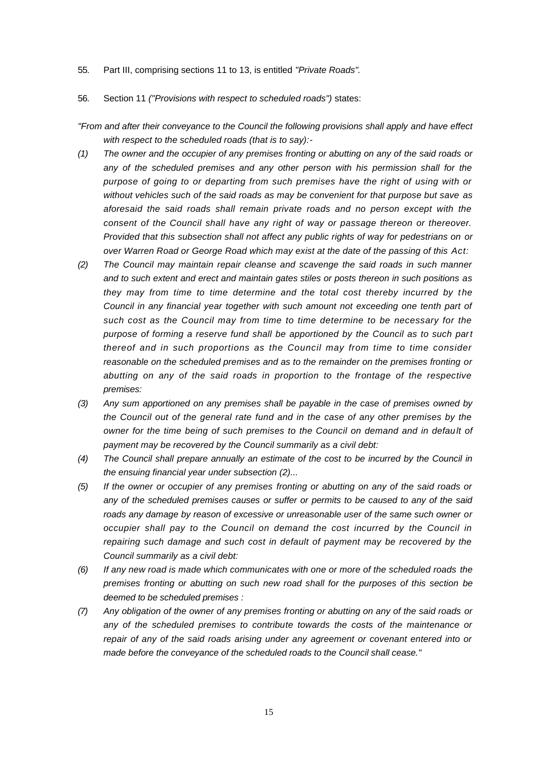55. Part III, comprising sections 11 to 13, is entitled *"Private Roads".*

56. Section 11 *("Provisions with respect to scheduled roads")* states:

*"From and after their conveyance to the Council the following provisions shall apply and have effect with respect to the scheduled roads (that is to say):-*

*(1) The owner and the occupier of any premises fronting or abutting on any of the said roads or any of the scheduled premises and any other person with his permission shall for the purpose of going to or departing from such premises have the right of using with or without vehicles such of the said roads as may be convenient for that purpose but save as aforesaid the said roads shall remain private roads and no person except with the consent of the Council shall have any right of way or passage thereon or thereover. Provided that this subsection shall not affect any public rights of way for pedestrians on or over Warren Road or George Road which may exist at the date of the passing of this Act:*

*(2) The Council may maintain repair cleanse and scavenge the said roads in such manner and to such extent and erect and maintain gates stiles or posts thereon in such positions as they may from time to time determine and the total cost thereby incurred by the Council in any financial year together with such amount not exceeding one tenth part of such cost as the Council may from time to time determine to be necessary for the purpose of forming a reserve fund shall be apportioned by the Council as to such part thereof and in such proportions as the Council may from time to time consider reasonable on the scheduled premises and as to the remainder on the premises fronting or abutting on any of the said roads in proportion to the frontage of the respective premises:*

*(3) Any sum apportioned on any premises shall be payable in the case of premises owned by the Council out of the general rate fund and in the case of any other premises by the owner for the time being of such premises to the Council on demand and in default of payment may be recovered by the Council summarily as a civil debt:*

*(4) The Council shall prepare annually an estimate of the cost to be incurred by the Council in the ensuing financial year under subsection (2)...*

*(5) If the owner or occupier of any premises fronting or abutting on any of the said roads or any of the scheduled premises causes or suffer or permits to be caused to any of the said roads any damage by reason of excessive or unreasonable user of the same such owner or occupier shall pay to the Council on demand the cost incurred by the Council in repairing such damage and such cost in default of payment may be recovered by the Council summarily as a civil debt:*

*(6) If any new road is made which communicates with one or more of the scheduled roads the premises fronting or abutting on such new road shall for the purposes of this section be deemed to be scheduled premises :*

*(7) Any obligation of the owner of any premises fronting or abutting on any of the said roads or any of the scheduled premises to contribute towards the costs of the maintenance or repair of any of the said roads arising under any agreement or covenant entered into or made before the conveyance of the scheduled roads to the Council shall cease."*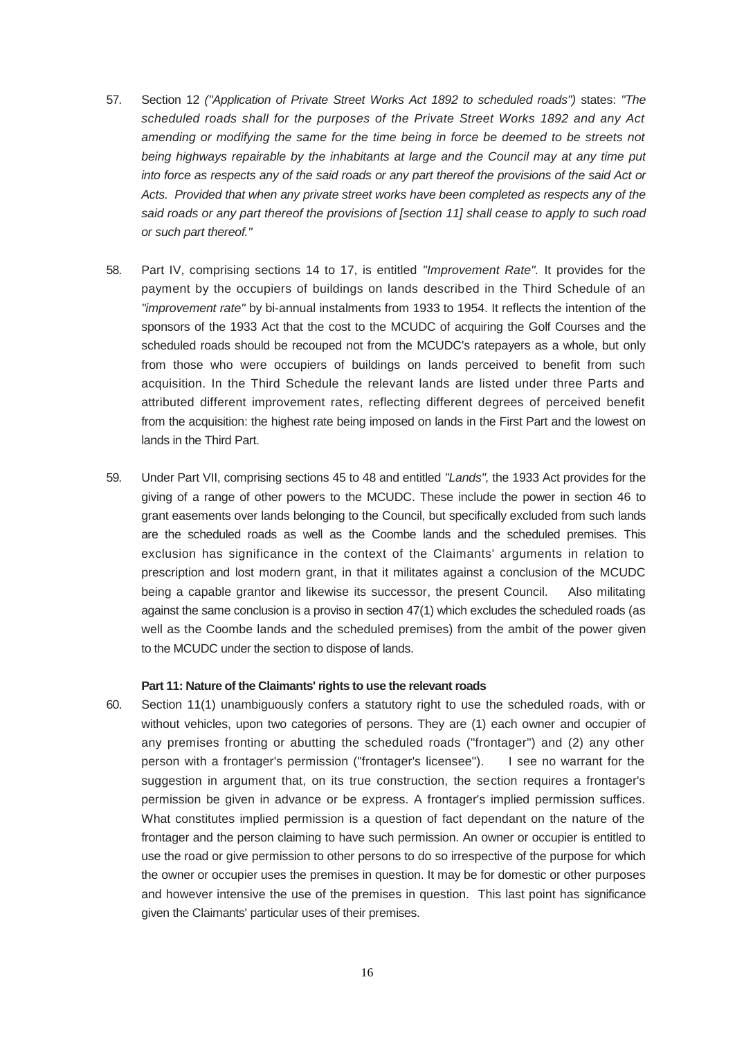57. Section 12 *("Application of Private Street Works Act 1892 to scheduled roads")* states: *"The scheduled roads shall for the purposes of the Private Street Works 1892 and any Act amending or modifying the same for the time being in force be deemed to be streets not being highways repairable by the inhabitants at large and the Council may at any time put into force as respects any of the said roads or any part thereof the provisions of the said Act or Acts. Provided that when any private street works have been completed as respects any of the said roads or any part thereof the provisions of [section 11] shall cease to apply to such road or such part thereof."*

58. Part IV, comprising sections 14 to 17, is entitled *"Improvement Rate".* It provides for the payment by the occupiers of buildings on lands described in the Third Schedule of an *"improvement rate"* by bi-annual instalments from 1933 to 1954. It reflects the intention of the sponsors of the 1933 Act that the cost to the MCUDC of acquiring the Golf Courses and the scheduled roads should be recouped not from the MCUDC's ratepayers as a whole, but only from those who were occupiers of buildings on lands perceived to benefit from such acquisition. In the Third Schedule the relevant lands are listed under three Parts and attributed different improvement rates, reflecting different degrees of perceived benefit from the acquisition: the highest rate being imposed on lands in the First Part and the lowest on lands in the Third Part.

59. Under Part VII, comprising sections 45 to 48 and entitled *"Lands",* the 1933 Act provides for the giving of a range of other powers to the MCUDC. These include the power in section 46 to grant easements over lands belonging to the Council, but specifically excluded from such lands are the scheduled roads as well as the Coombe lands and the scheduled premises. This exclusion has significance in the context of the Claimants' arguments in relation to prescription and lost modern grant, in that it militates against a conclusion of the MCUDC being a capable grantor and likewise its successor, the present Council. Also militating against the same conclusion is a proviso in section 47(1) which excludes the scheduled roads (as well as the Coombe lands and the scheduled premises) from the ambit of the power given to the MCUDC under the section to dispose of lands.

**Part 11: Nature of the Claimants' rights to use the relevant roads**

60. Section 11(1) unambiguously confers a statutory right to use the scheduled roads, with or without vehicles, upon two categories of persons. They are (1) each owner and occupier of any premises fronting or abutting the scheduled roads ("frontager") and (2) any other person with a frontager's permission ("frontager's licensee"). I see no warrant for the suggestion in argument that, on its true construction, the section requires a frontager's permission be given in advance or be express. A frontager's implied permission suffices. What constitutes implied permission is a question of fact dependant on the nature of the frontager and the person claiming to have such permission. An owner or occupier is entitled to use the road or give permission to other persons to do so irrespective of the purpose for which the owner or occupier uses the premises in question. It may be for domestic or other purposes and however intensive the use of the premises in question. This last point has significance given the Claimants' particular uses of their premises.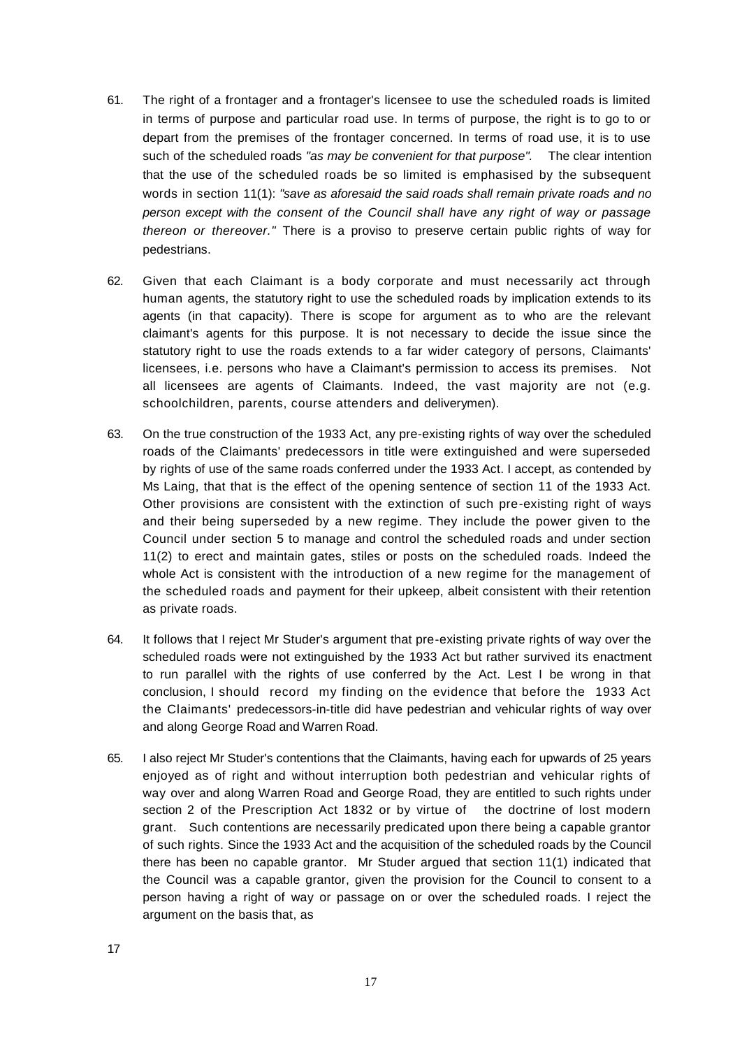61. The right of a frontager and a frontager's licensee to use the scheduled roads is limited in terms of purpose and particular road use. In terms of purpose, the right is to go to or depart from the premises of the frontager concerned. In terms of road use, it is to use such of the scheduled roads *"as may be convenient for that purpose".* The clear intention that the use of the scheduled roads be so limited is emphasised by the subsequent words in section 11(1): *"save as aforesaid the said roads shall remain private roads and no person except with the consent of the Council shall have any right of way or passage thereon or thereover."* There is a proviso to preserve certain public rights of way for pedestrians.

62. Given that each Claimant is a body corporate and must necessarily act through human agents, the statutory right to use the scheduled roads by implication extends to its agents (in that capacity). There is scope for argument as to who are the relevant claimant's agents for this purpose. It is not necessary to decide the issue since the statutory right to use the roads extends to a far wider category of persons, Claimants' licensees, i.e. persons who have a Claimant's permission to access its premises. Not all licensees are agents of Claimants. Indeed, the vast majority are not (e.g. schoolchildren, parents, course attenders and deliverymen).

63. On the true construction of the 1933 Act, any pre-existing rights of way over the scheduled roads of the Claimants' predecessors in title were extinguished and were superseded by rights of use of the same roads conferred under the 1933 Act. I accept, as contended by Ms Laing, that that is the effect of the opening sentence of section 11 of the 1933 Act. Other provisions are consistent with the extinction of such pre-existing right of ways and their being superseded by a new regime. They include the power given to the Council under section 5 to manage and control the scheduled roads and under section 11(2) to erect and maintain gates, stiles or posts on the scheduled roads. Indeed the whole Act is consistent with the introduction of a new regime for the management of the scheduled roads and payment for their upkeep, albeit consistent with their retention as private roads.

64. It follows that I reject Mr Studer's argument that pre-existing private rights of way over the scheduled roads were not extinguished by the 1933 Act but rather survived its enactment to run parallel with the rights of use conferred by the Act. Lest I be wrong in that conclusion, I should record my finding on the evidence that before the 1933 Act the Claimants' predecessors-in-title did have pedestrian and vehicular rights of way over and along George Road and Warren Road.

65. I also reject Mr Studer's contentions that the Claimants, having each for upwards of 25 years enjoyed as of right and without interruption both pedestrian and vehicular rights of way over and along Warren Road and George Road, they are entitled to such rights under section 2 of the Prescription Act 1832 or by virtue of the doctrine of lost modern grant. Such contentions are necessarily predicated upon there being a capable grantor of such rights. Since the 1933 Act and the acquisition of the scheduled roads by the Council there has been no capable grantor. Mr Studer argued that section 11(1) indicated that the Council was a capable grantor, given the provision for the Council to consent to a person having a right of way or passage on or over the scheduled roads. I reject the argument on the basis that, as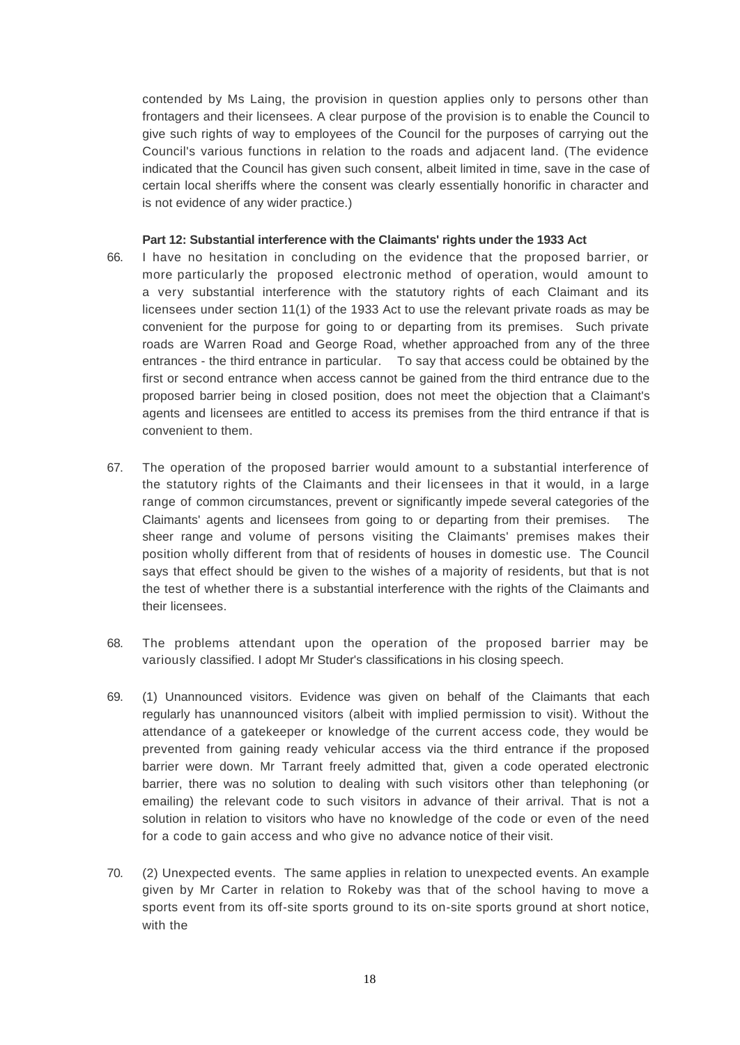contended by Ms Laing, the provision in question applies only to persons other than frontagers and their licensees. A clear purpose of the provision is to enable the Council to give such rights of way to employees of the Council for the purposes of carrying out the Council's various functions in relation to the roads and adjacent land. (The evidence indicated that the Council has given such consent, albeit limited in time, save in the case of certain local sheriffs where the consent was clearly essentially honorific in character and is not evidence of any wider practice.)

**Part 12: Substantial interference with the Claimants' rights under the 1933 Act**

66. I have no hesitation in concluding on the evidence that the proposed barrier, or more particularly the proposed electronic method of operation, would amount to a very substantial interference with the statutory rights of each Claimant and its licensees under section 11(1) of the 1933 Act to use the relevant private roads as may be convenient for the purpose for going to or departing from its premises. Such private roads are Warren Road and George Road, whether approached from any of the three entrances - the third entrance in particular. To say that access could be obtained by the first or second entrance when access cannot be gained from the third entrance due to the proposed barrier being in closed position, does not meet the objection that a Claimant's agents and licensees are entitled to access its premises from the third entrance if that is convenient to them.

67. The operation of the proposed barrier would amount to a substantial interference of the statutory rights of the Claimants and their licensees in that it would, in a large range of common circumstances, prevent or significantly impede several categories of the Claimants' agents and licensees from going to or departing from their premises. The sheer range and volume of persons visiting the Claimants' premises makes their position wholly different from that of residents of houses in domestic use. The Council says that effect should be given to the wishes of a majority of residents, but that is not the test of whether there is a substantial interference with the rights of the Claimants and their licensees.

68. The problems attendant upon the operation of the proposed barrier may be variously classified. I adopt Mr Studer's classifications in his closing speech.

69. (1) Unannounced visitors. Evidence was given on behalf of the Claimants that each regularly has unannounced visitors (albeit with implied permission to visit). Without the attendance of a gatekeeper or knowledge of the current access code, they would be prevented from gaining ready vehicular access via the third entrance if the proposed barrier were down. Mr Tarrant freely admitted that, given a code operated electronic barrier, there was no solution to dealing with such visitors other than telephoning (or emailing) the relevant code to such visitors in advance of their arrival. That is not a solution in relation to visitors who have no knowledge of the code or even of the need for a code to gain access and who give no advance notice of their visit.

70. (2) Unexpected events. The same applies in relation to unexpected events. An example given by Mr Carter in relation to Rokeby was that of the school having to move a sports event from its off-site sports ground to its on-site sports ground at short notice, with the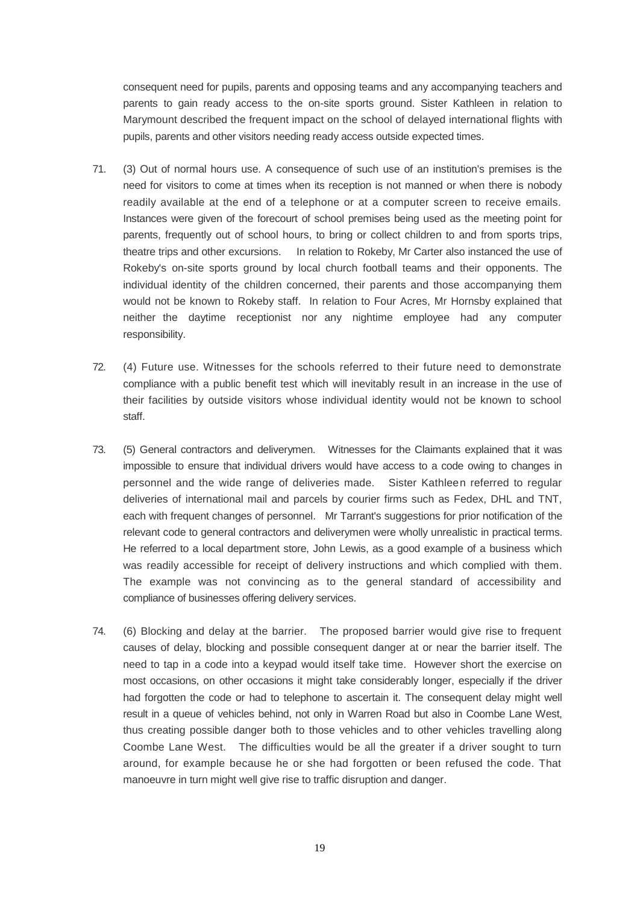consequent need for pupils, parents and opposing teams and any accompanying teachers and parents to gain ready access to the on-site sports ground. Sister Kathleen in relation to Marymount described the frequent impact on the school of delayed international flights with pupils, parents and other visitors needing ready access outside expected times.

71. (3) Out of normal hours use. A consequence of such use of an institution's premises is the need for visitors to come at times when its reception is not manned or when there is nobody readily available at the end of a telephone or at a computer screen to receive emails. Instances were given of the forecourt of school premises being used as the meeting point for parents, frequently out of school hours, to bring or collect children to and from sports trips, theatre trips and other excursions. In relation to Rokeby, Mr Carter also instanced the use of Rokeby's on-site sports ground by local church football teams and their opponents. The individual identity of the children concerned, their parents and those accompanying them would not be known to Rokeby staff. In relation to Four Acres, Mr Hornsby explained that neither the daytime receptionist nor any nightime employee had any computer responsibility.

72. (4) Future use. Witnesses for the schools referred to their future need to demonstrate compliance with a public benefit test which will inevitably result in an increase in the use of their facilities by outside visitors whose individual identity would not be known to school staff.

73. (5) General contractors and deliverymen. Witnesses for the Claimants explained that it was impossible to ensure that individual drivers would have access to a code owing to changes in personnel and the wide range of deliveries made. Sister Kathleen referred to regular deliveries of international mail and parcels by courier firms such as Fedex, DHL and TNT, each with frequent changes of personnel. Mr Tarrant's suggestions for prior notification of the relevant code to general contractors and deliverymen were wholly unrealistic in practical terms. He referred to a local department store, John Lewis, as a good example of a business which was readily accessible for receipt of delivery instructions and which complied with them. The example was not convincing as to the general standard of accessibility and compliance of businesses offering delivery services.

74. (6) Blocking and delay at the barrier. The proposed barrier would give rise to frequent causes of delay, blocking and possible consequent danger at or near the barrier itself. The need to tap in a code into a keypad would itself take time. However short the exercise on most occasions, on other occasions it might take considerably longer, especially if the driver had forgotten the code or had to telephone to ascertain it. The consequent delay might well result in a queue of vehicles behind, not only in Warren Road but also in Coombe Lane West, thus creating possible danger both to those vehicles and to other vehicles travelling along Coombe Lane West. The difficulties would be all the greater if a driver sought to turn around, for example because he or she had forgotten or been refused the code. That manoeuvre in turn might well give rise to traffic disruption and danger.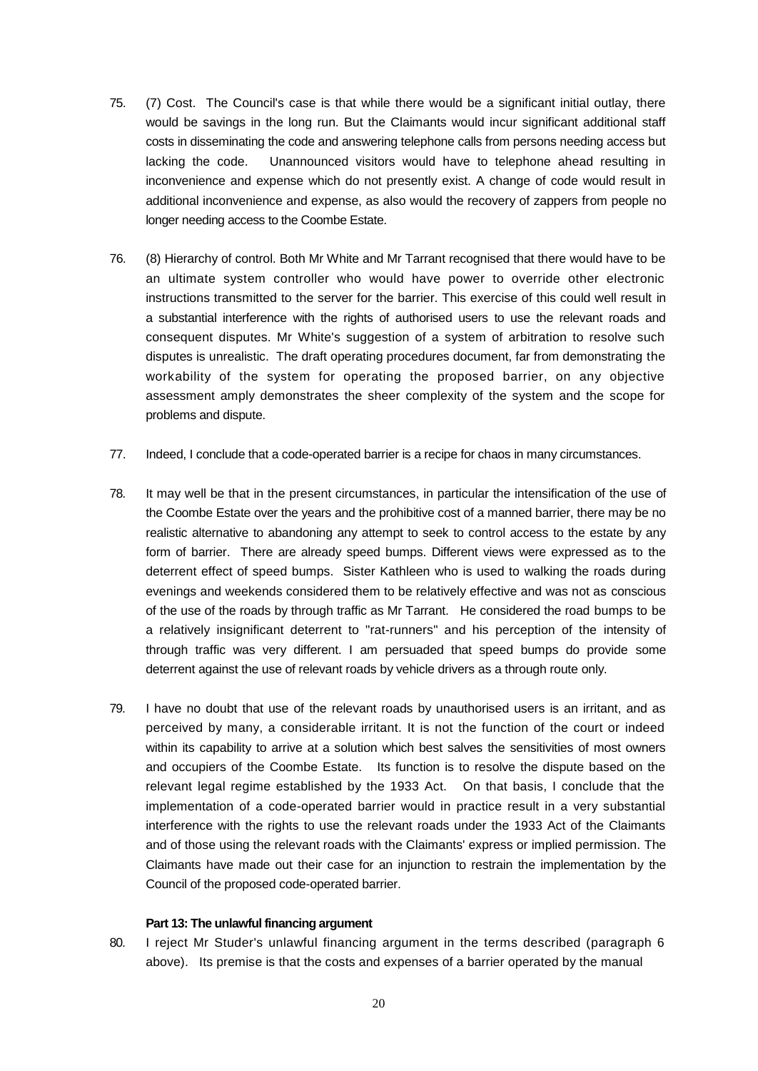75. (7) Cost. The Council's case is that while there would be a significant initial outlay, there would be savings in the long run. But the Claimants would incur significant additional staff costs in disseminating the code and answering telephone calls from persons needing access but lacking the code. Unannounced visitors would have to telephone ahead resulting in inconvenience and expense which do not presently exist. A change of code would result in additional inconvenience and expense, as also would the recovery of zappers from people no longer needing access to the Coombe Estate.

76. (8) Hierarchy of control. Both Mr White and Mr Tarrant recognised that there would have to be an ultimate system controller who would have power to override other electronic instructions transmitted to the server for the barrier. This exercise of this could well result in a substantial interference with the rights of authorised users to use the relevant roads and consequent disputes. Mr White's suggestion of a system of arbitration to resolve such disputes is unrealistic. The draft operating procedures document, far from demonstrating the workability of the system for operating the proposed barrier, on any objective assessment amply demonstrates the sheer complexity of the system and the scope for problems and dispute.

77. Indeed, I conclude that a code-operated barrier is a recipe for chaos in many circumstances.

78. It may well be that in the present circumstances, in particular the intensification of the use of the Coombe Estate over the years and the prohibitive cost of a manned barrier, there may be no realistic alternative to abandoning any attempt to seek to control access to the estate by any form of barrier. There are already speed bumps. Different views were expressed as to the deterrent effect of speed bumps. Sister Kathleen who is used to walking the roads during evenings and weekends considered them to be relatively effective and was not as conscious of the use of the roads by through traffic as Mr Tarrant. He considered the road bumps to be a relatively insignificant deterrent to "rat-runners" and his perception of the intensity of through traffic was very different. I am persuaded that speed bumps do provide some deterrent against the use of relevant roads by vehicle drivers as a through route only.

79. I have no doubt that use of the relevant roads by unauthorised users is an irritant, and as perceived by many, a considerable irritant. It is not the function of the court or indeed within its capability to arrive at a solution which best salves the sensitivities of most owners and occupiers of the Coombe Estate. Its function is to resolve the dispute based on the relevant legal regime established by the 1933 Act. On that basis, I conclude that the implementation of a code-operated barrier would in practice result in a very substantial interference with the rights to use the relevant roads under the 1933 Act of the Claimants and of those using the relevant roads with the Claimants' express or implied permission. The Claimants have made out their case for an injunction to restrain the implementation by the Council of the proposed code-operated barrier.

**Part 13: The unlawful financing argument**

80. I reject Mr Studer's unlawful financing argument in the terms described (paragraph 6 above). Its premise is that the costs and expenses of a barrier operated by the manual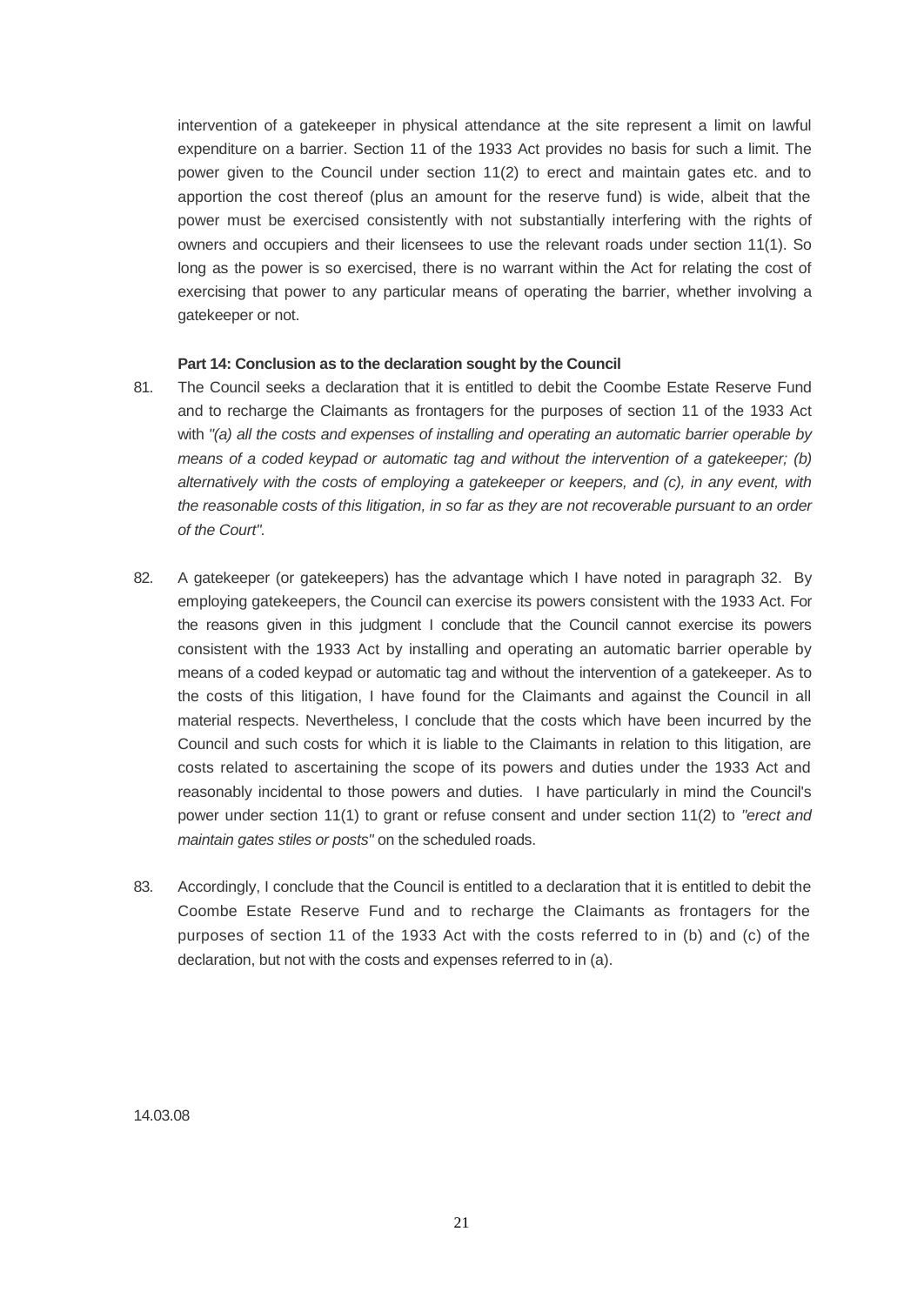intervention of a gatekeeper in physical attendance at the site represent a limit on lawful expenditure on a barrier. Section 11 of the 1933 Act provides no basis for such a limit. The power given to the Council under section 11(2) to erect and maintain gates etc. and to apportion the cost thereof (plus an amount for the reserve fund) is wide, albeit that the power must be exercised consistently with not substantially interfering with the rights of owners and occupiers and their licensees to use the relevant roads under section 11(1). So long as the power is so exercised, there is no warrant within the Act for relating the cost of exercising that power to any particular means of operating the barrier, whether involving a gatekeeper or not.

**Part 14: Conclusion as to the declaration sought by the Council**

81. The Council seeks a declaration that it is entitled to debit the Coombe Estate Reserve Fund and to recharge the Claimants as frontagers for the purposes of section 11 of the 1933 Act with *"(a) all the costs and expenses of installing and operating an automatic barrier operable by means of a coded keypad or automatic tag and without the intervention of a gatekeeper; (b) alternatively with the costs of employing a gatekeeper or keepers, and (c), in any event, with the reasonable costs of this litigation, in so far as they are not recoverable pursuant to an order of the Court".*

82. A gatekeeper (or gatekeepers) has the advantage which I have noted in paragraph 32. By employing gatekeepers, the Council can exercise its powers consistent with the 1933 Act. For the reasons given in this judgment I conclude that the Council cannot exercise its powers consistent with the 1933 Act by installing and operating an automatic barrier operable by means of a coded keypad or automatic tag and without the intervention of a gatekeeper. As to the costs of this litigation, I have found for the Claimants and against the Council in all material respects. Nevertheless, I conclude that the costs which have been incurred by the Council and such costs for which it is liable to the Claimants in relation to this litigation, are costs related to ascertaining the scope of its powers and duties under the 1933 Act and reasonably incidental to those powers and duties. I have particularly in mind the Council's power under section 11(1) to grant or refuse consent and under section 11(2) to *"erect and maintain gates stiles or posts"* on the scheduled roads.

83. Accordingly, I conclude that the Council is entitled to a declaration that it is entitled to debit the Coombe Estate Reserve Fund and to recharge the Claimants as frontagers for the purposes of section 11 of the 1933 Act with the costs referred to in (b) and (c) of the declaration, but not with the costs and expenses referred to in (a).

14.03.08